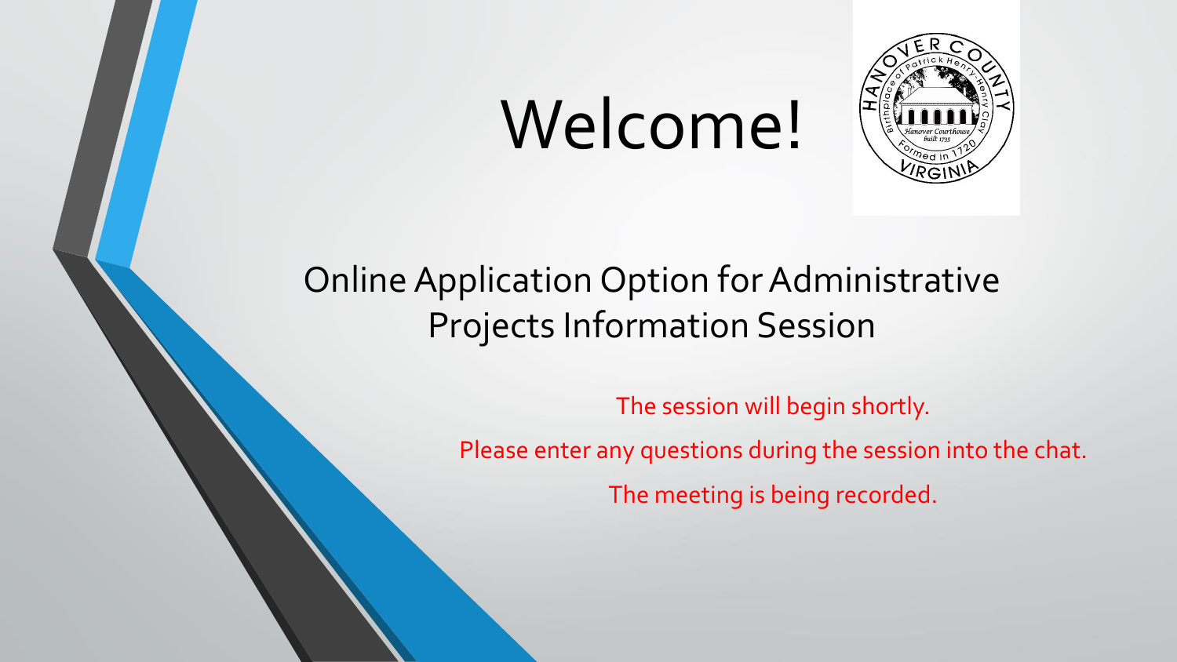# Welcome!

## Online Application Option for Administrative Projects Information Session

The session will begin shortly.

Please enter any questions during the session into the chat.

The meeting is being recorded.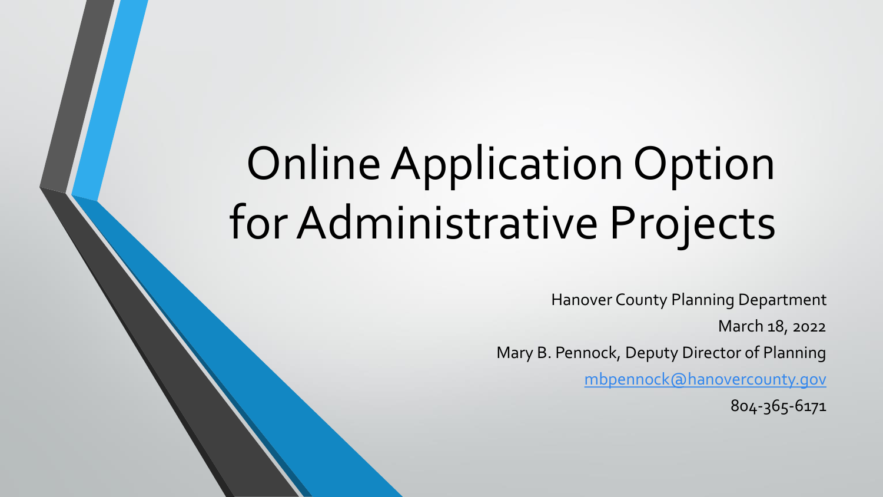# Online Application Option for Administrative Projects

Hanover County Planning Department

March 18, 2022

Mary B. Pennock, Deputy Director of Planning

mbpennock@hanovercounty.gov

804-365-6171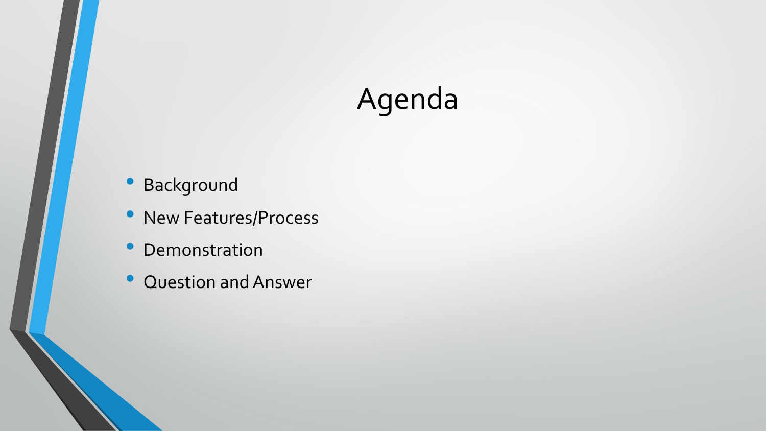# Agenda

- Background
- New Features/Process
- Demonstration
- Question and Answer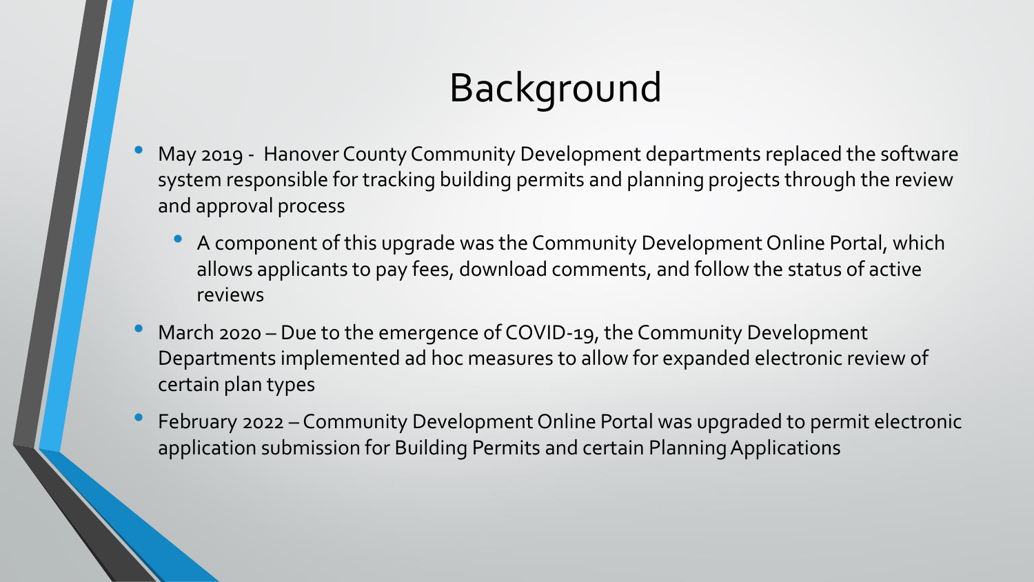# Background

- May 2019 - Hanover County Community Development departments replaced the software system responsible for tracking building permits and planning projects through the review and approval process
  - A component of this upgrade was the Community Development Online Portal, which allows applicants to pay fees, download comments, and follow the status of active reviews
- March 2020 – Due to the emergence of COVID-19, the Community Development Departments implemented ad hoc measures to allow for expanded electronic review of certain plan types
- February 2022 – Community Development Online Portal was upgraded to permit electronic application submission for Building Permits and certain Planning Applications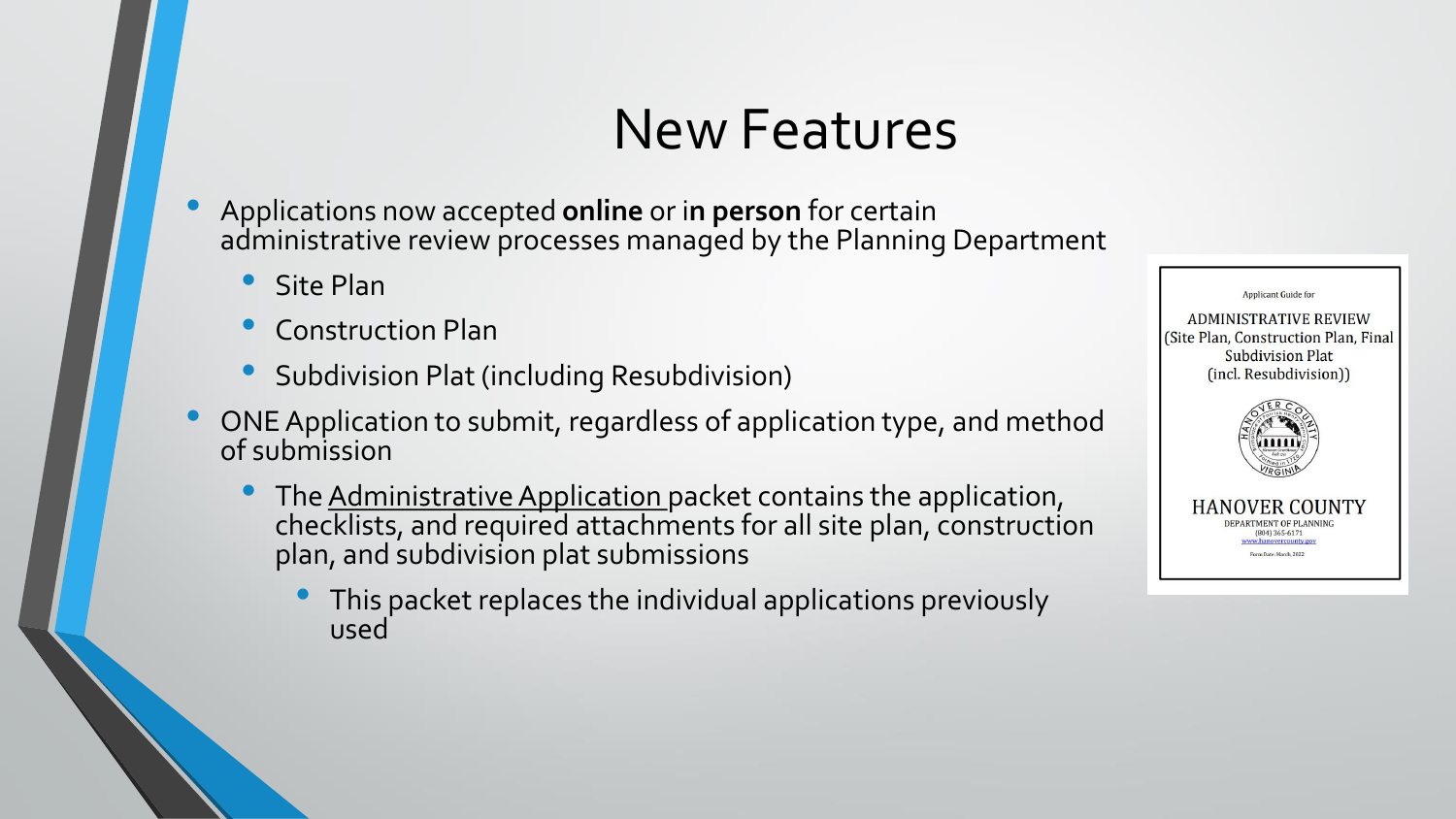# New Features

- Applications now accepted **online** or i**n person** for certain administrative review processes managed by the Planning Department
  - Site Plan
  - Construction Plan
  - Subdivision Plat (including Resubdivision)
- ONE Application to submit, regardless of application type, and method of submission
  - The Administrative Application packet contains the application, checklists, and required attachments for all site plan, construction plan, and subdivision plat submissions
    - This packet replaces the individual applications previously used

Applicant Guide for

ADMINISTRATIVE REVIEW
(Site Plan, Construction Plan, Final Subdivision Plat
(incl. Resubdivision))

HANOVER COUNTY
DEPARTMENT OF PLANNING
(804) 365-6171
www.hanovercounty.gov

Form Date: March, 2022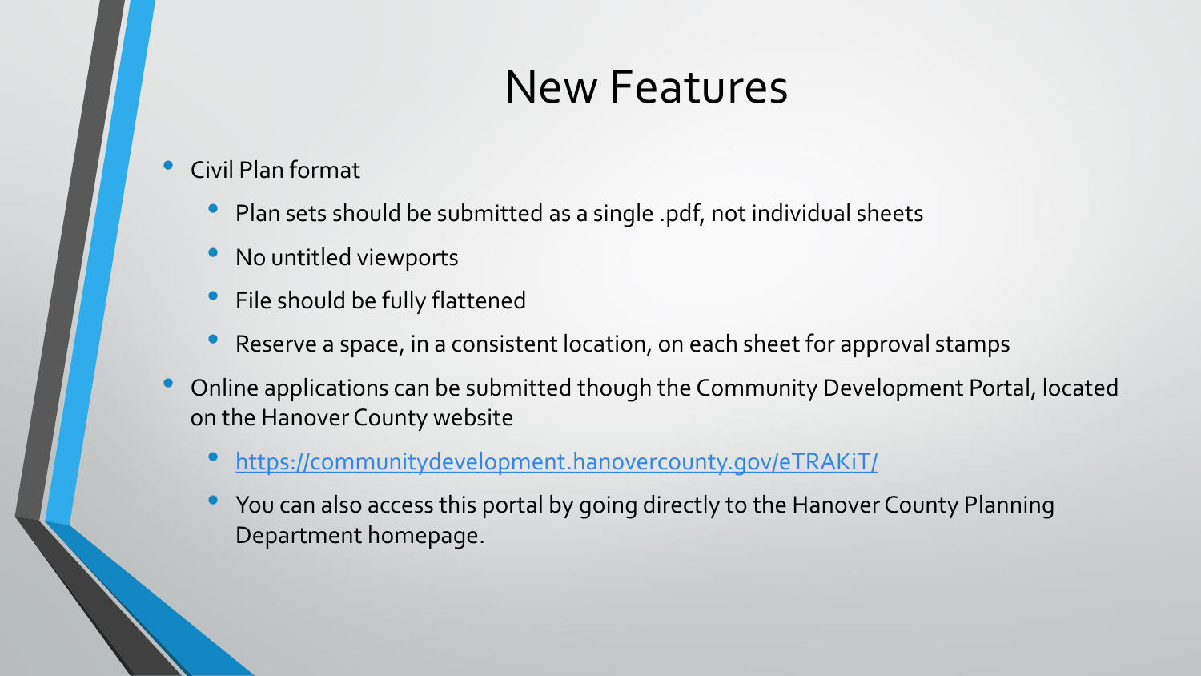# New Features

- Civil Plan format
  - Plan sets should be submitted as a single .pdf, not individual sheets
  - No untitled viewports
  - File should be fully flattened
  - Reserve a space, in a consistent location, on each sheet for approval stamps
- Online applications can be submitted though the Community Development Portal, located on the Hanover County website
  - [https://communitydevelopment.hanovercounty.gov/eTRAKiT/](https://communitydevelopment.hanovercounty.gov/eTRAKiT/)
  - You can also access this portal by going directly to the Hanover County Planning Department homepage.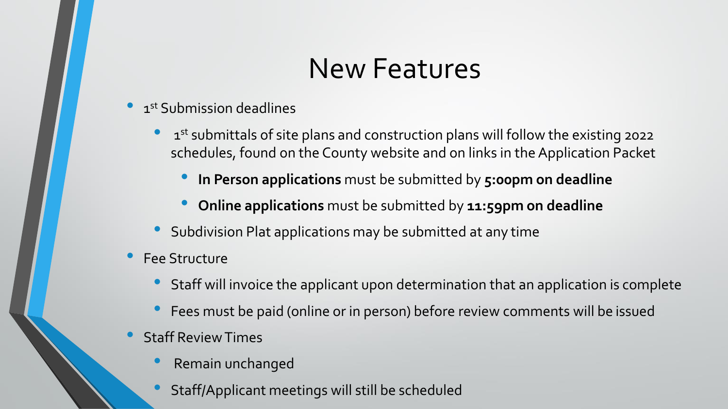# New Features

- 1st Submission deadlines
  - 1st submittals of site plans and construction plans will follow the existing 2022 schedules, found on the County website and on links in the Application Packet
    - **In Person applications** must be submitted by **5:00pm on deadline**
    - **Online applications** must be submitted by **11:59pm on deadline**
  - Subdivision Plat applications may be submitted at any time
- Fee Structure
  - Staff will invoice the applicant upon determination that an application is complete
  - Fees must be paid (online or in person) before review comments will be issued
- Staff Review Times
  - Remain unchanged
  - Staff/Applicant meetings will still be scheduled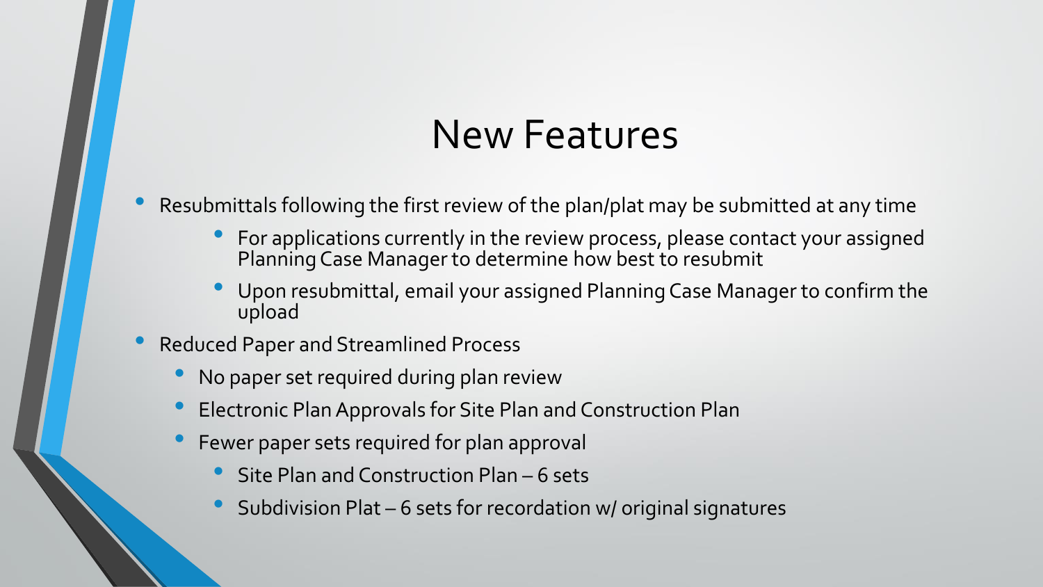# New Features

- Resubmittals following the first review of the plan/plat may be submitted at any time
  - For applications currently in the review process, please contact your assigned Planning Case Manager to determine how best to resubmit
  - Upon resubmittal, email your assigned Planning Case Manager to confirm the upload
- Reduced Paper and Streamlined Process
  - No paper set required during plan review
  - Electronic Plan Approvals for Site Plan and Construction Plan
  - Fewer paper sets required for plan approval
    - Site Plan and Construction Plan – 6 sets
    - Subdivision Plat – 6 sets for recordation w/ original signatures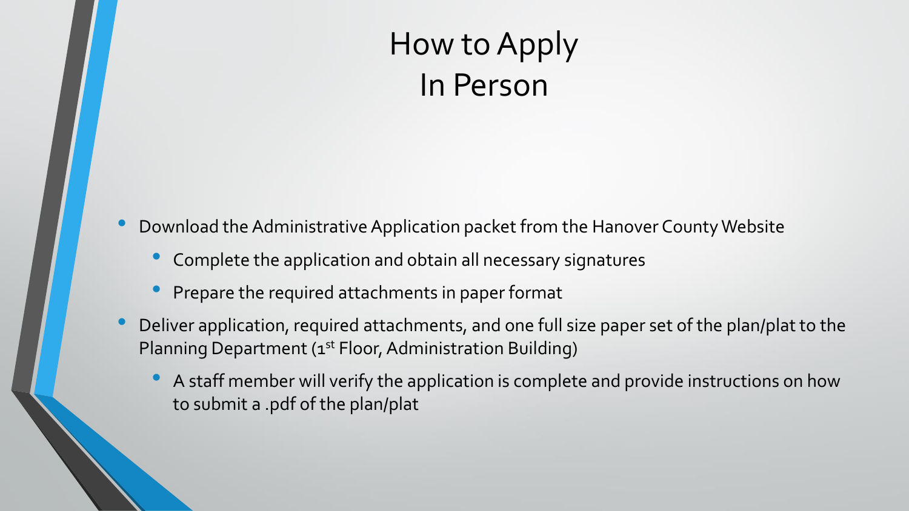# How to Apply
# In Person

- Download the Administrative Application packet from the Hanover County Website
  - Complete the application and obtain all necessary signatures
  - Prepare the required attachments in paper format
- Deliver application, required attachments, and one full size paper set of the plan/plat to the Planning Department (1st Floor, Administration Building)
  - A staff member will verify the application is complete and provide instructions on how to submit a .pdf of the plan/plat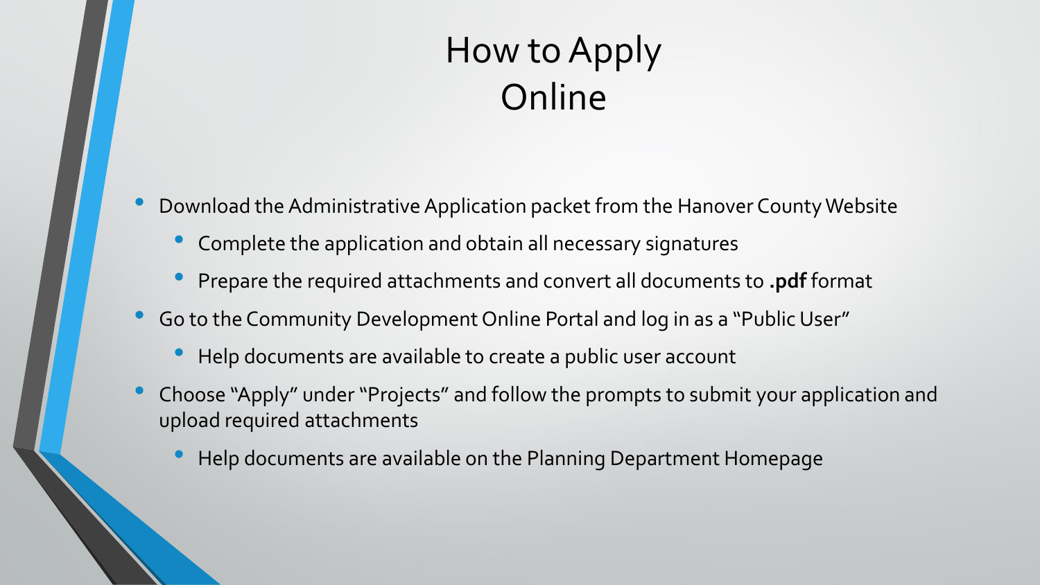# How to Apply Online

- Download the Administrative Application packet from the Hanover County Website
  - Complete the application and obtain all necessary signatures
  - Prepare the required attachments and convert all documents to **.pdf** format
- Go to the Community Development Online Portal and log in as a "Public User"
  - Help documents are available to create a public user account
- Choose "Apply" under "Projects" and follow the prompts to submit your application and upload required attachments
  - Help documents are available on the Planning Department Homepage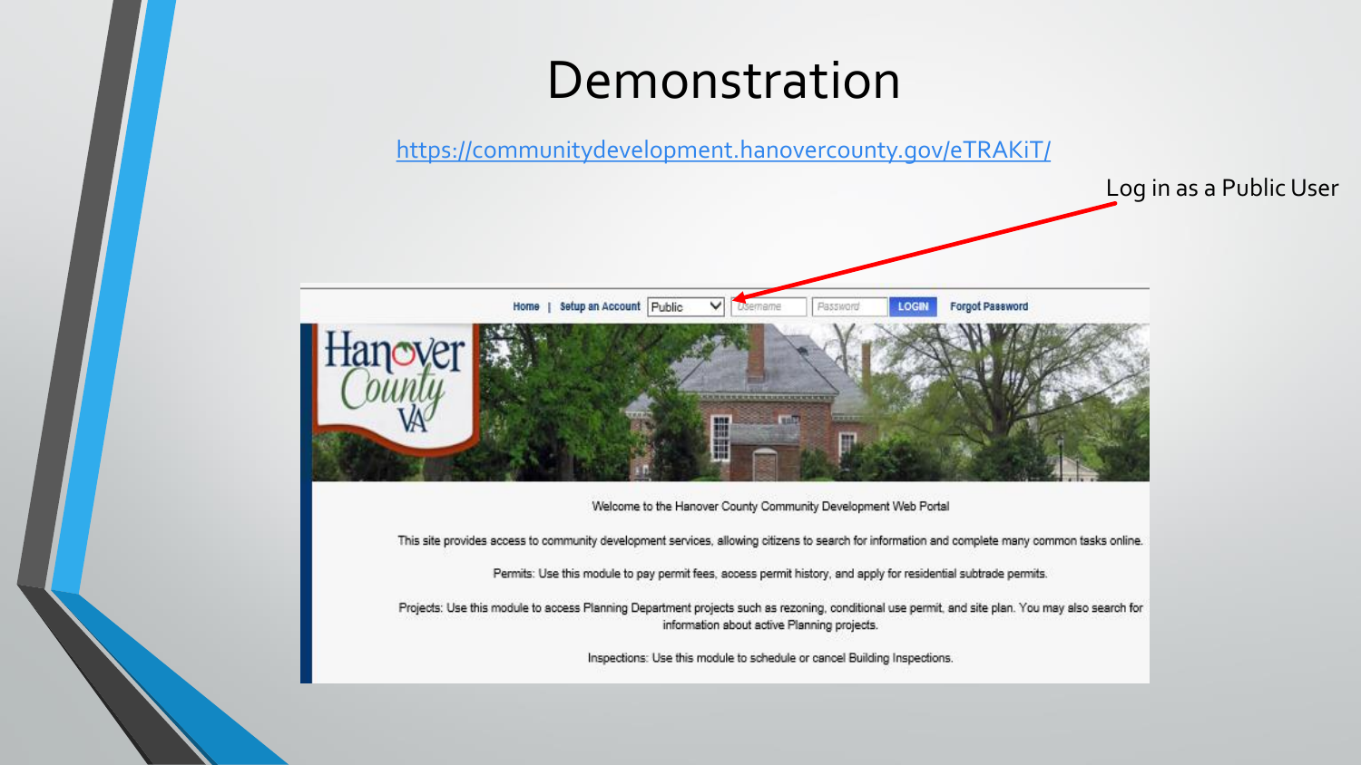# Demonstration

https://communitydevelopment.hanovercounty.gov/eTRAKiT/

Log in as a Public User

Home | Setup an Account | Public | Username | Password | LOGIN | Forgot Password

Welcome to the Hanover County Community Development Web Portal

This site provides access to community development services, allowing citizens to search for information and complete many common tasks online.

Permits: Use this module to pay permit fees, access permit history, and apply for residential subtrade permits.

Projects: Use this module to access Planning Department projects such as rezoning, conditional use permit, and site plan. You may also search for information about active Planning projects.

Inspections: Use this module to schedule or cancel Building Inspections.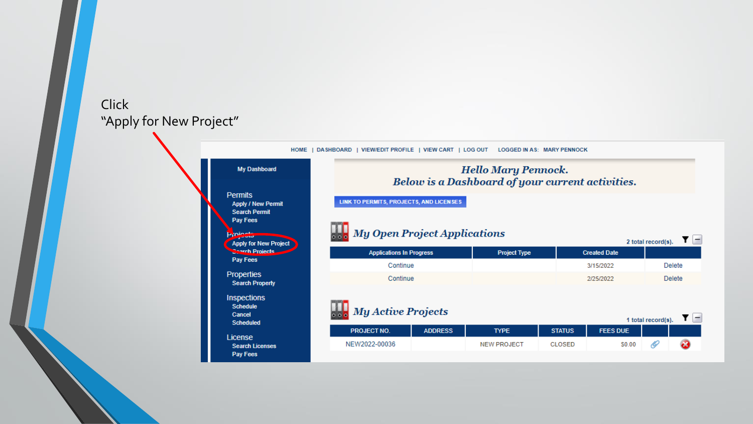Click
“Apply for New Project”

HOME | DASHBOARD | VIEW/EDIT PROFILE | VIEW CART | LOG OUT LOGGED IN AS: MARY PENNOCK

My Dashboard

Permits
- Apply / New Permit
- Search Permit
- Pay Fees

Projects
- Apply for New Project
- Search Projects
- Pay Fees

Properties
- Search Property

Inspections
- Schedule
- Cancel
- Scheduled

License
- Search Licenses
- Pay Fees

*Hello Mary Pennock.*
*Below is a Dashboard of your current activities.*

LINK TO PERMITS, PROJECTS, AND LICENSES

## *My Open Project Applications*

2 total record(s).

| Applications In Progress | Project Type | Created Date | |
|---|---|---|---|
| Continue | | 3/15/2022 | Delete |
| Continue | | 2/25/2022 | Delete |

## *My Active Projects*

1 total record(s).

| PROJECT NO. | ADDRESS | TYPE | STATUS | FEES DUE | | |
|---|---|---|---|---|---|---|
| NEW2022-00036 | | NEW PROJECT | CLOSED | $0.00 | | |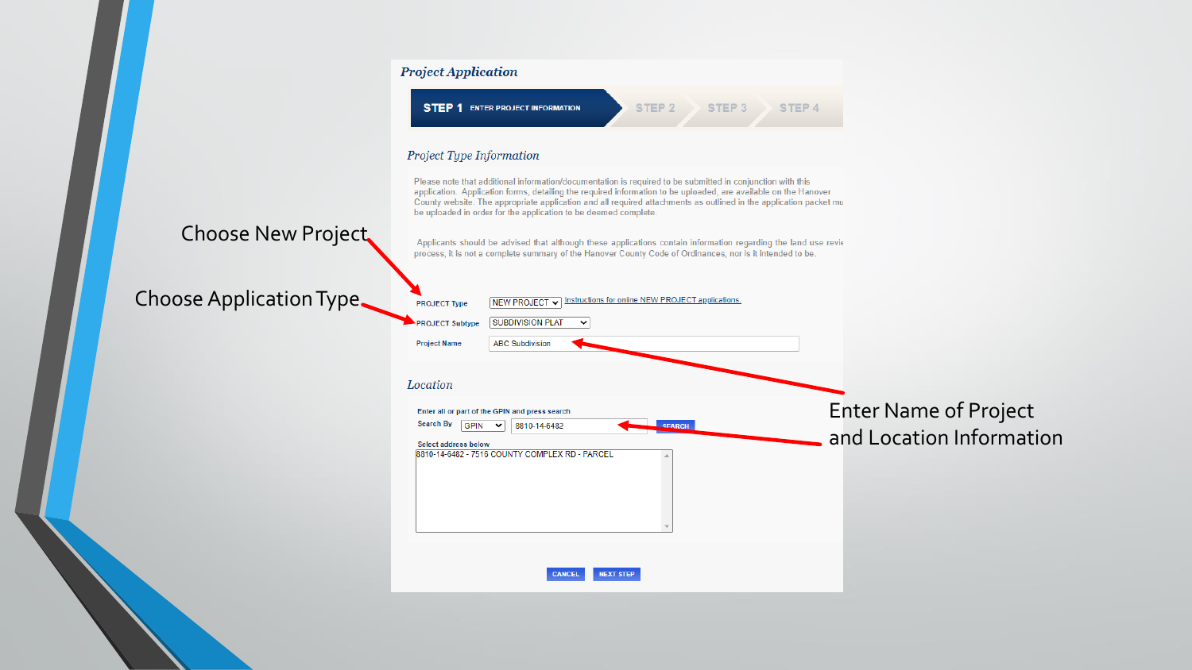Choose New Project

Choose Application Type

Enter Name of Project and Location Information

## Project Application

**STEP 1** ENTER PROJECT INFORMATION | STEP 2 | STEP 3 | STEP 4

### Project Type Information

Please note that additional information/documentation is required to be submitted in conjunction with this application. Application forms, detailing the required information to be uploaded, are available on the Hanover County website. The appropriate application and all required attachments as outlined in the application packet mu be uploaded in order for the application to be deemed complete.

Applicants should be advised that although these applications contain information regarding the land use revie process, it is not a complete summary of the Hanover County Code of Ordinances, nor is it intended to be.

PROJECT Type: NEW PROJECT — Instructions for online NEW PROJECT applications.

PROJECT Subtype: SUBDIVISION PLAT

Project Name: ABC Subdivision

### Location

Enter all or part of the GPIN and press search

Search By: GPIN — 8810-14-6482 — SEARCH

Select address below

8810-14-6482 - 7516 COUNTY COMPLEX RD - PARCEL

CANCEL | NEXT STEP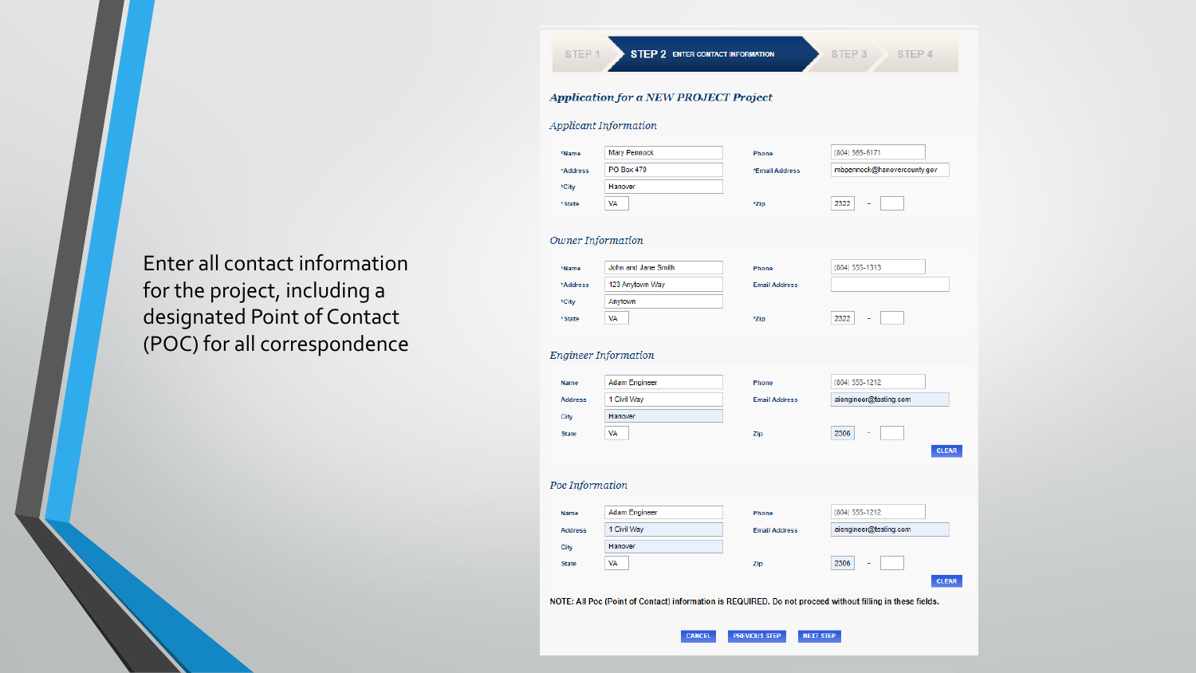Enter all contact information for the project, including a designated Point of Contact (POC) for all correspondence

STEP 1 | **STEP 2** ENTER CONTACT INFORMATION | STEP 3 | STEP 4

***Application for a NEW PROJECT Project***

*Applicant Information*

| | | | |
|---|---|---|---|
| *Name | Mary Pennock | Phone | (804) 365-6171 |
| *Address | PO Box 470 | *Email Address | mbpennock@hanovercounty.gov |
| *City | Hanover | | |
| *State | VA | *Zip | 2322 - |

*Owner Information*

| | | | |
|---|---|---|---|
| *Name | John and Jane Smith | Phone | (804) 555-1313 |
| *Address | 123 Anytown Way | Email Address | |
| *City | Anytown | | |
| *State | VA | *Zip | 2322 - |

*Engineer Information*

| | | | |
|---|---|---|---|
| Name | Adam Engineer | Phone | (804) 555-1212 |
| Address | 1 Civil Way | Email Address | aiengineer@testing.com |
| City | Hanover | | |
| State | VA | Zip | 2306 - |

CLEAR

*Poc Information*

| | | | |
|---|---|---|---|
| Name | Adam Engineer | Phone | (804) 555-1212 |
| Address | 1 Civil Way | Email Address | aiengineer@testing.com |
| City | Hanover | | |
| State | VA | Zip | 2306 - |

CLEAR

NOTE: All Poc (Point of Contact) information is REQUIRED. Do not proceed without filling in these fields.

CANCEL | PREVIOUS STEP | NEXT STEP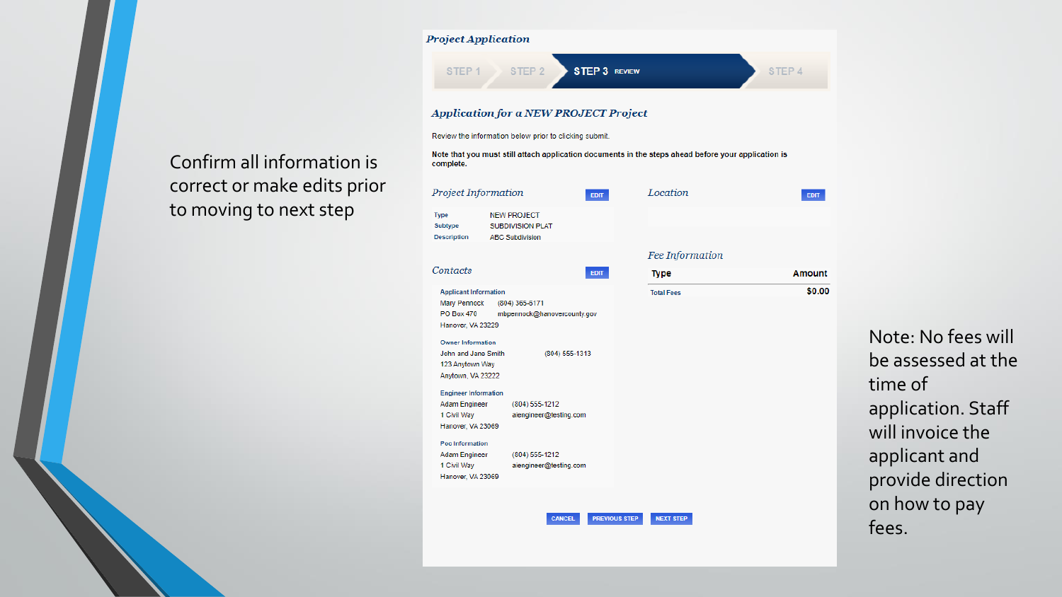Confirm all information is correct or make edits prior to moving to next step

## Project Application

STEP 1 | STEP 2 | **STEP 3** REVIEW | STEP 4

### Application for a NEW PROJECT Project

Review the information below prior to clicking submit.

**Note that you must still attach application documents in the steps ahead before your application is complete.**

#### Project Information

EDIT

| | |
|---|---|
| Type | NEW PROJECT |
| Subtype | SUBDIVISION PLAT |
| Description | ABC Subdivision |

#### Location

EDIT

#### Contacts

EDIT

**Applicant Information**
Mary Pennock (804) 365-6171
PO Box 470 mbpennock@hanovercounty.gov
Hanover, VA 23229

**Owner Information**
John and Jane Smith (804) 555-1313
123 Anytown Way
Anytown, VA 23222

**Engineer Information**
Adam Engineer (804) 555-1212
1 Civil Way aiengineer@testing.com
Hanover, VA 23069

**Poc Information**
Adam Engineer (804) 555-1212
1 Civil Way aiengineer@testing.com
Hanover, VA 23069

#### Fee Information

| Type | Amount |
|---|---|
| Total Fees | $0.00 |

CANCEL | PREVIOUS STEP | NEXT STEP

Note: No fees will be assessed at the time of application. Staff will invoice the applicant and provide direction on how to pay fees.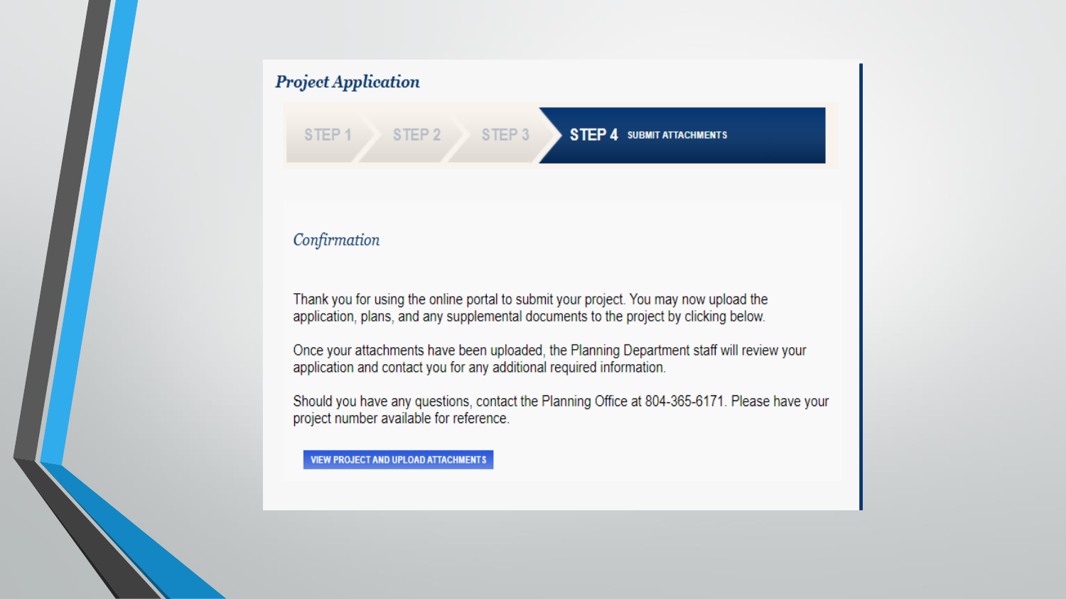## Project Application

STEP 1 › STEP 2 › STEP 3 › **STEP 4** SUBMIT ATTACHMENTS

### Confirmation

Thank you for using the online portal to submit your project. You may now upload the application, plans, and any supplemental documents to the project by clicking below.

Once your attachments have been uploaded, the Planning Department staff will review your application and contact you for any additional required information.

Should you have any questions, contact the Planning Office at 804-365-6171. Please have your project number available for reference.

VIEW PROJECT AND UPLOAD ATTACHMENTS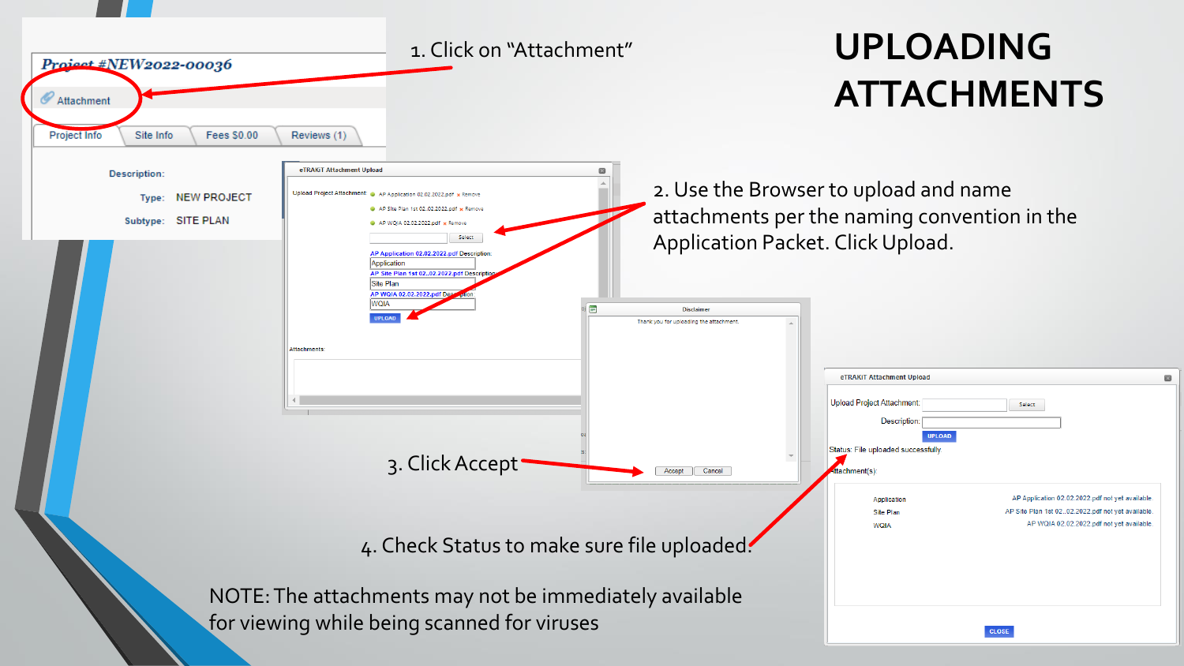# UPLOADING ATTACHMENTS

1. Click on "Attachment"

2. Use the Browser to upload and name attachments per the naming convention in the Application Packet. Click Upload.

3. Click Accept

4. Check Status to make sure file uploaded.

NOTE: The attachments may not be immediately available for viewing while being scanned for viruses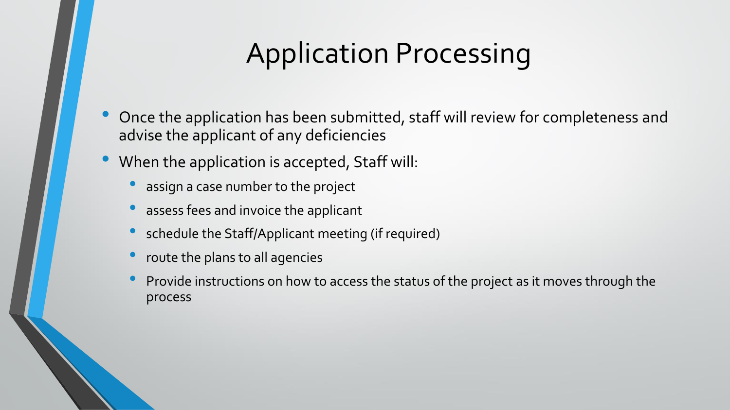# Application Processing

- Once the application has been submitted, staff will review for completeness and advise the applicant of any deficiencies
- When the application is accepted, Staff will:
  - assign a case number to the project
  - assess fees and invoice the applicant
  - schedule the Staff/Applicant meeting (if required)
  - route the plans to all agencies
  - Provide instructions on how to access the status of the project as it moves through the process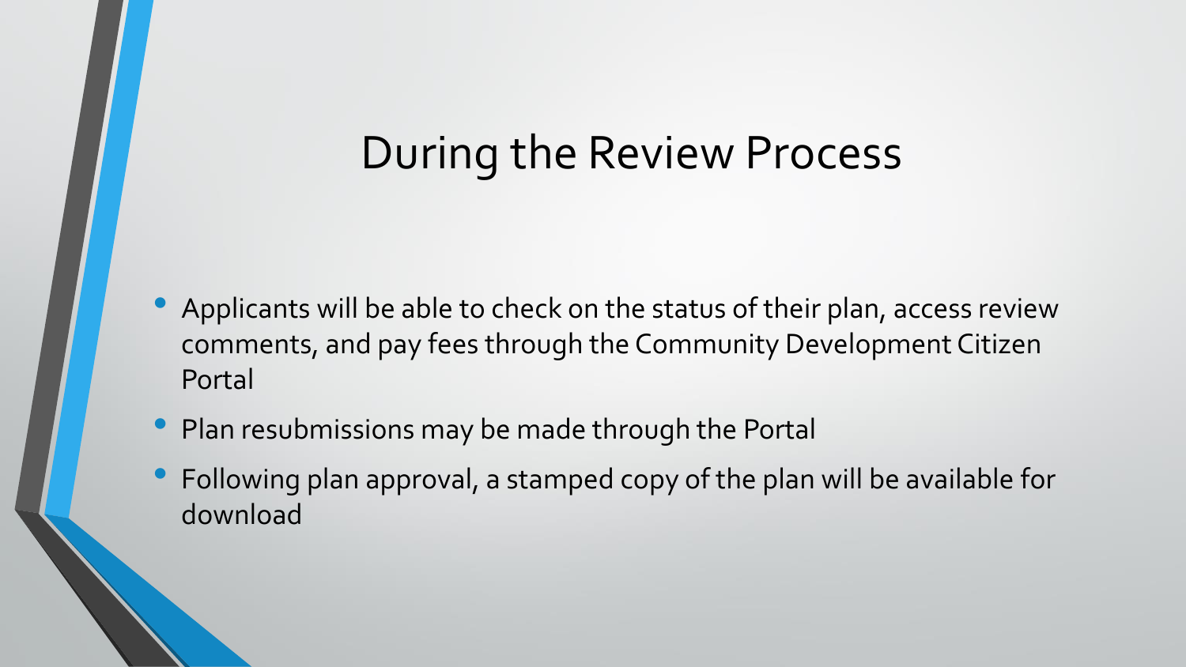# During the Review Process

- Applicants will be able to check on the status of their plan, access review comments, and pay fees through the Community Development Citizen Portal
- Plan resubmissions may be made through the Portal
- Following plan approval, a stamped copy of the plan will be available for download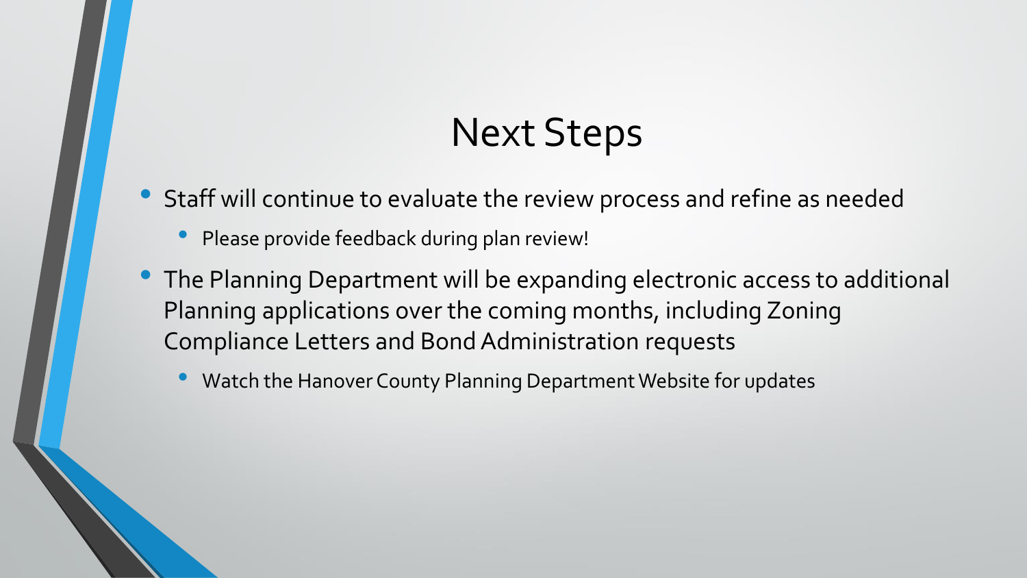# Next Steps

- Staff will continue to evaluate the review process and refine as needed
  - Please provide feedback during plan review!
- The Planning Department will be expanding electronic access to additional Planning applications over the coming months, including Zoning Compliance Letters and Bond Administration requests
  - Watch the Hanover County Planning Department Website for updates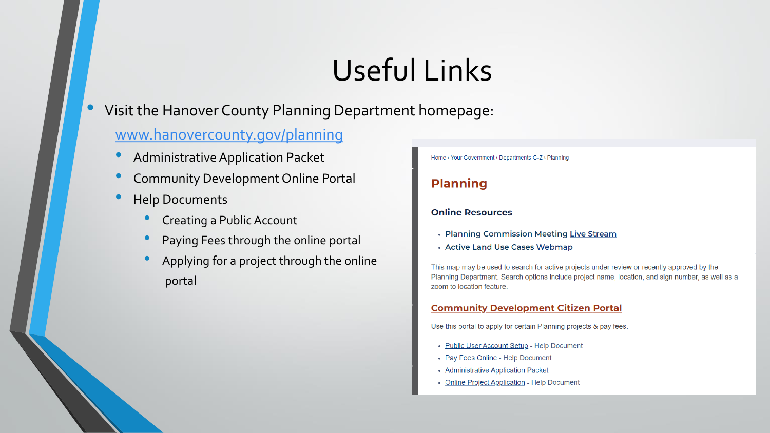# Useful Links

- Visit the Hanover County Planning Department homepage:

  [www.hanovercounty.gov/planning](www.hanovercounty.gov/planning)

  - Administrative Application Packet
  - Community Development Online Portal
  - Help Documents
    - Creating a Public Account
    - Paying Fees through the online portal
    - Applying for a project through the online portal

Home › Your Government › Departments G-Z › Planning

## Planning

### Online Resources

- Planning Commission Meeting Live Stream
- Active Land Use Cases Webmap

This map may be used to search for active projects under review or recently approved by the Planning Department. Search options include project name, location, and sign number, as well as a zoom to location feature.

### Community Development Citizen Portal

Use this portal to apply for certain Planning projects & pay fees.

- Public User Account Setup - Help Document
- Pay Fees Online - Help Document
- Administrative Application Packet
- Online Project Application - Help Document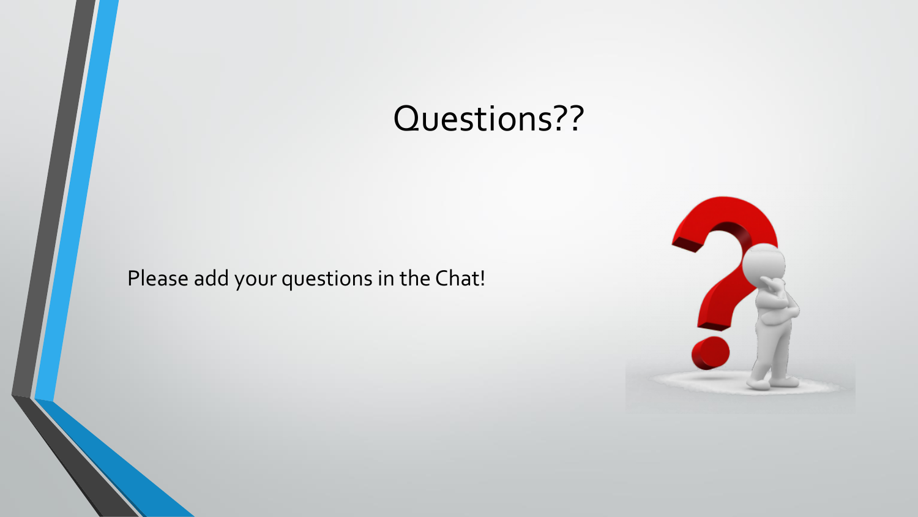# Questions??

Please add your questions in the Chat!